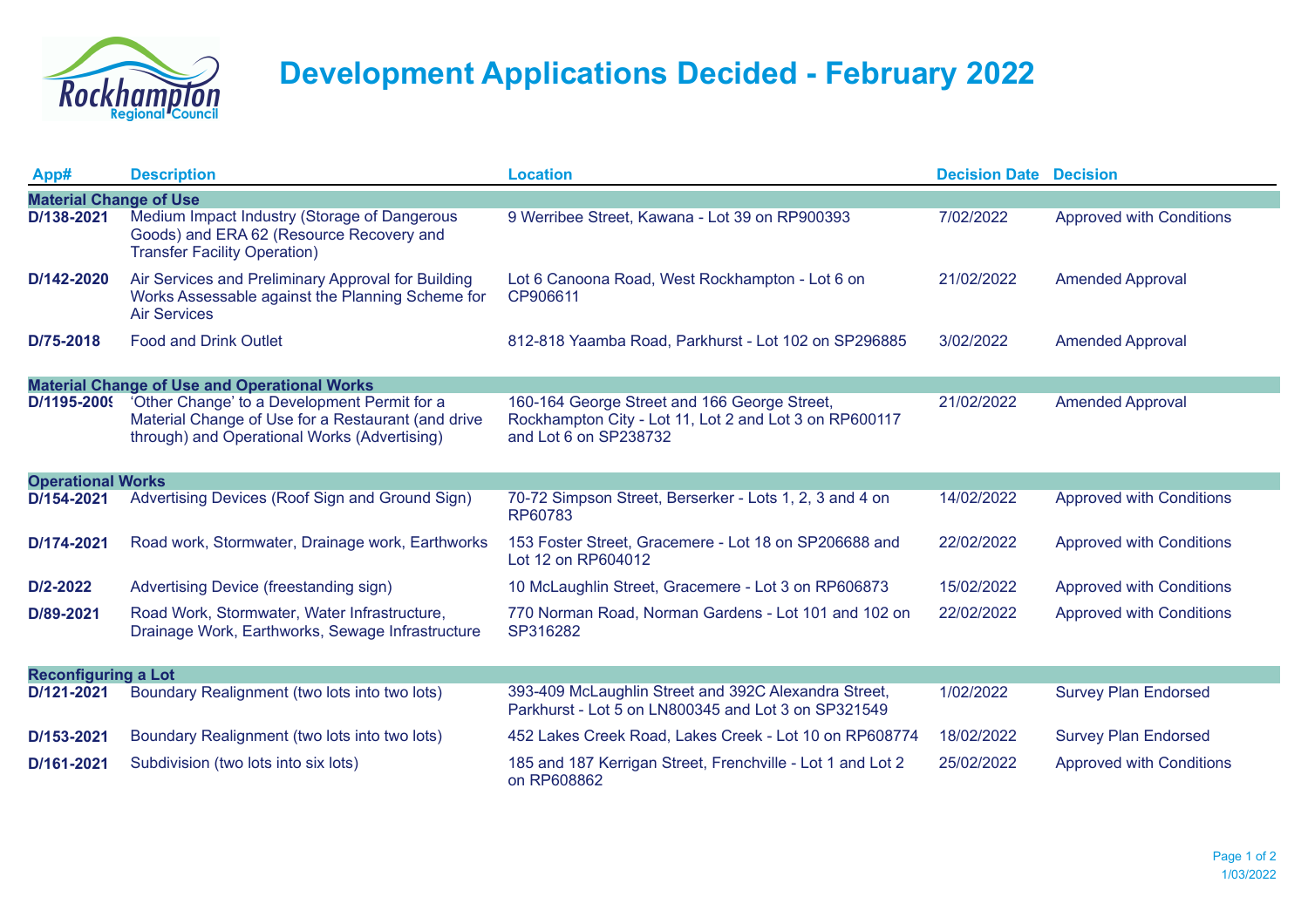# Development Applications Decided - February 2022

| App# | Description | Location | Decision Date | Decision |
|---|---|---|---|---|
| **Material Change of Use** | | | | |
| D/138-2021 | Medium Impact Industry (Storage of Dangerous Goods) and ERA 62 (Resource Recovery and Transfer Facility Operation) | 9 Werribee Street, Kawana - Lot 39 on RP900393 | 7/02/2022 | Approved with Conditions |
| D/142-2020 | Air Services and Preliminary Approval for Building Works Assessable against the Planning Scheme for Air Services | Lot 6 Canoona Road, West Rockhampton - Lot 6 on CP906611 | 21/02/2022 | Amended Approval |
| D/75-2018 | Food and Drink Outlet | 812-818 Yaamba Road, Parkhurst - Lot 102 on SP296885 | 3/02/2022 | Amended Approval |
| **Material Change of Use and Operational Works** | | | | |
| D/1195-2009 | 'Other Change' to a Development Permit for a Material Change of Use for a Restaurant (and drive through) and Operational Works (Advertising) | 160-164 George Street and 166 George Street, Rockhampton City - Lot 11, Lot 2 and Lot 3 on RP600117 and Lot 6 on SP238732 | 21/02/2022 | Amended Approval |
| **Operational Works** | | | | |
| D/154-2021 | Advertising Devices (Roof Sign and Ground Sign) | 70-72 Simpson Street, Berserker - Lots 1, 2, 3 and 4 on RP60783 | 14/02/2022 | Approved with Conditions |
| D/174-2021 | Road work, Stormwater, Drainage work, Earthworks | 153 Foster Street, Gracemere - Lot 18 on SP206688 and Lot 12 on RP604012 | 22/02/2022 | Approved with Conditions |
| D/2-2022 | Advertising Device (freestanding sign) | 10 McLaughlin Street, Gracemere - Lot 3 on RP606873 | 15/02/2022 | Approved with Conditions |
| D/89-2021 | Road Work, Stormwater, Water Infrastructure, Drainage Work, Earthworks, Sewage Infrastructure | 770 Norman Road, Norman Gardens - Lot 101 and 102 on SP316282 | 22/02/2022 | Approved with Conditions |
| **Reconfiguring a Lot** | | | | |
| D/121-2021 | Boundary Realignment (two lots into two lots) | 393-409 McLaughlin Street and 392C Alexandra Street, Parkhurst - Lot 5 on LN800345 and Lot 3 on SP321549 | 1/02/2022 | Survey Plan Endorsed |
| D/153-2021 | Boundary Realignment (two lots into two lots) | 452 Lakes Creek Road, Lakes Creek - Lot 10 on RP608774 | 18/02/2022 | Survey Plan Endorsed |
| D/161-2021 | Subdivision (two lots into six lots) | 185 and 187 Kerrigan Street, Frenchville - Lot 1 and Lot 2 on RP608862 | 25/02/2022 | Approved with Conditions |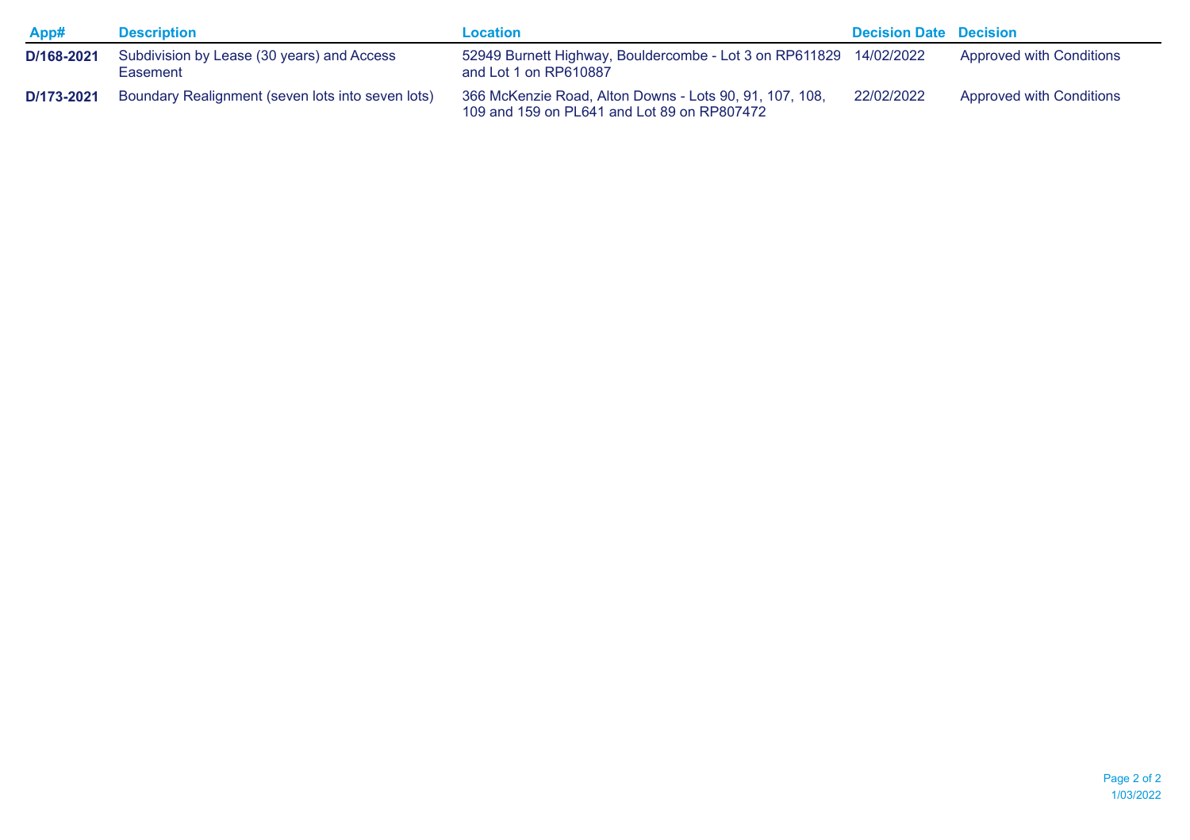| App# | Description | Location | Decision Date | Decision |
|---|---|---|---|---|
| **D/168-2021** | Subdivision by Lease (30 years) and Access Easement | 52949 Burnett Highway, Bouldercombe - Lot 3 on RP611829 and Lot 1 on RP610887 | 14/02/2022 | Approved with Conditions |
| **D/173-2021** | Boundary Realignment (seven lots into seven lots) | 366 McKenzie Road, Alton Downs - Lots 90, 91, 107, 108, 109 and 159 on PL641 and Lot 89 on RP807472 | 22/02/2022 | Approved with Conditions |